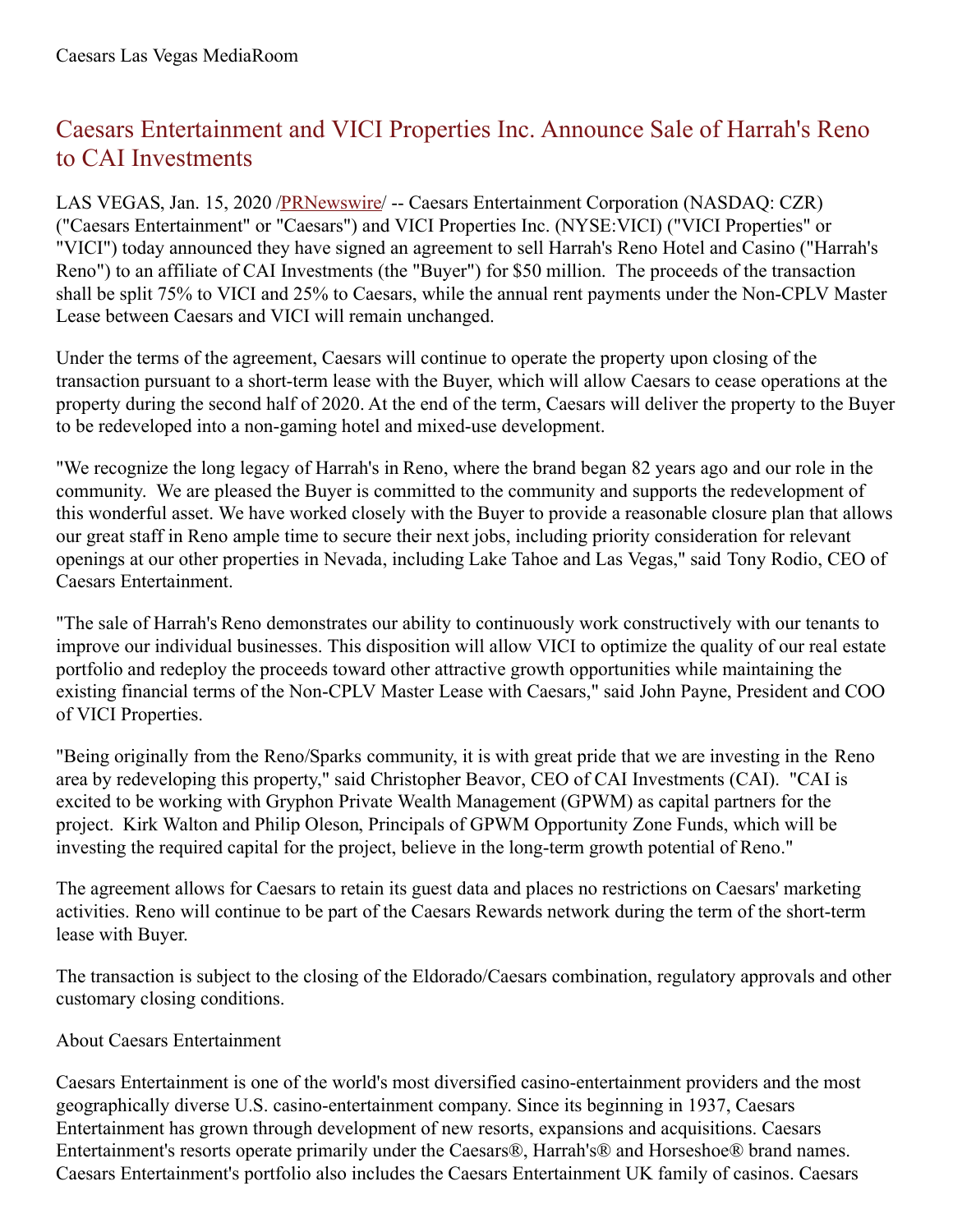Caesars Las Vegas MediaRoom

# Caesars Entertainment and VICI Properties Inc. Announce Sale of Harrah's Reno to CAI Investments

LAS VEGAS, Jan. 15, 2020 /PRNewswire/ -- Caesars Entertainment Corporation (NASDAQ: CZR) ("Caesars Entertainment" or "Caesars") and VICI Properties Inc. (NYSE:VICI) ("VICI Properties" or "VICI") today announced they have signed an agreement to sell Harrah's Reno Hotel and Casino ("Harrah's Reno") to an affiliate of CAI Investments (the "Buyer") for $50 million. The proceeds of the transaction shall be split 75% to VICI and 25% to Caesars, while the annual rent payments under the Non-CPLV Master Lease between Caesars and VICI will remain unchanged.

Under the terms of the agreement, Caesars will continue to operate the property upon closing of the transaction pursuant to a short-term lease with the Buyer, which will allow Caesars to cease operations at the property during the second half of 2020. At the end of the term, Caesars will deliver the property to the Buyer to be redeveloped into a non-gaming hotel and mixed-use development.

"We recognize the long legacy of Harrah's in Reno, where the brand began 82 years ago and our role in the community. We are pleased the Buyer is committed to the community and supports the redevelopment of this wonderful asset. We have worked closely with the Buyer to provide a reasonable closure plan that allows our great staff in Reno ample time to secure their next jobs, including priority consideration for relevant openings at our other properties in Nevada, including Lake Tahoe and Las Vegas," said Tony Rodio, CEO of Caesars Entertainment.

"The sale of Harrah's Reno demonstrates our ability to continuously work constructively with our tenants to improve our individual businesses. This disposition will allow VICI to optimize the quality of our real estate portfolio and redeploy the proceeds toward other attractive growth opportunities while maintaining the existing financial terms of the Non-CPLV Master Lease with Caesars," said John Payne, President and COO of VICI Properties.

"Being originally from the Reno/Sparks community, it is with great pride that we are investing in the Reno area by redeveloping this property," said Christopher Beavor, CEO of CAI Investments (CAI). "CAI is excited to be working with Gryphon Private Wealth Management (GPWM) as capital partners for the project. Kirk Walton and Philip Oleson, Principals of GPWM Opportunity Zone Funds, which will be investing the required capital for the project, believe in the long-term growth potential of Reno."

The agreement allows for Caesars to retain its guest data and places no restrictions on Caesars' marketing activities. Reno will continue to be part of the Caesars Rewards network during the term of the short-term lease with Buyer.

The transaction is subject to the closing of the Eldorado/Caesars combination, regulatory approvals and other customary closing conditions.

## About Caesars Entertainment

Caesars Entertainment is one of the world's most diversified casino-entertainment providers and the most geographically diverse U.S. casino-entertainment company. Since its beginning in 1937, Caesars Entertainment has grown through development of new resorts, expansions and acquisitions. Caesars Entertainment's resorts operate primarily under the Caesars®, Harrah's® and Horseshoe® brand names. Caesars Entertainment's portfolio also includes the Caesars Entertainment UK family of casinos. Caesars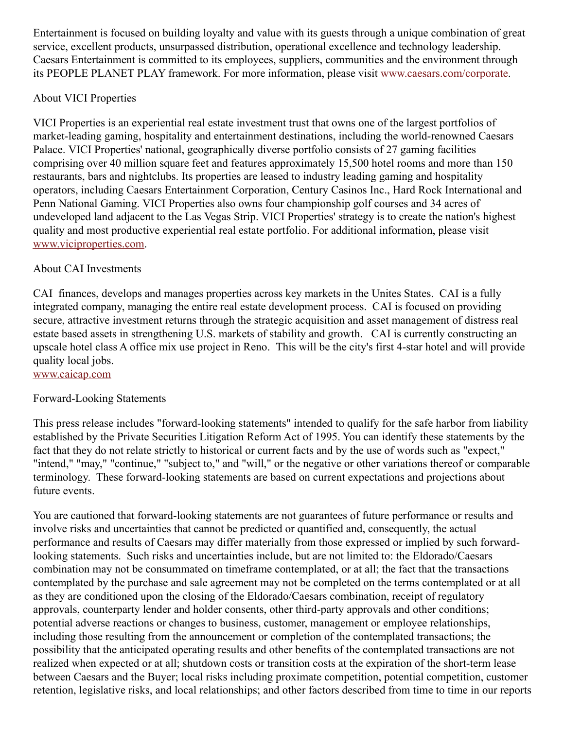Entertainment is focused on building loyalty and value with its guests through a unique combination of great service, excellent products, unsurpassed distribution, operational excellence and technology leadership. Caesars Entertainment is committed to its employees, suppliers, communities and the environment through its PEOPLE PLANET PLAY framework. For more information, please visit [www.caesars.com/corporate](www.caesars.com/corporate).

About VICI Properties

VICI Properties is an experiential real estate investment trust that owns one of the largest portfolios of market-leading gaming, hospitality and entertainment destinations, including the world-renowned Caesars Palace. VICI Properties' national, geographically diverse portfolio consists of 27 gaming facilities comprising over 40 million square feet and features approximately 15,500 hotel rooms and more than 150 restaurants, bars and nightclubs. Its properties are leased to industry leading gaming and hospitality operators, including Caesars Entertainment Corporation, Century Casinos Inc., Hard Rock International and Penn National Gaming. VICI Properties also owns four championship golf courses and 34 acres of undeveloped land adjacent to the Las Vegas Strip. VICI Properties' strategy is to create the nation's highest quality and most productive experiential real estate portfolio. For additional information, please visit [www.viciproperties.com](www.viciproperties.com).

About CAI Investments

CAI finances, develops and manages properties across key markets in the Unites States. CAI is a fully integrated company, managing the entire real estate development process. CAI is focused on providing secure, attractive investment returns through the strategic acquisition and asset management of distress real estate based assets in strengthening U.S. markets of stability and growth. CAI is currently constructing an upscale hotel class A office mix use project in Reno. This will be the city's first 4-star hotel and will provide quality local jobs.
[www.caicap.com](www.caicap.com)

Forward-Looking Statements

This press release includes "forward-looking statements" intended to qualify for the safe harbor from liability established by the Private Securities Litigation Reform Act of 1995. You can identify these statements by the fact that they do not relate strictly to historical or current facts and by the use of words such as "expect," "intend," "may," "continue," "subject to," and "will," or the negative or other variations thereof or comparable terminology. These forward-looking statements are based on current expectations and projections about future events.

You are cautioned that forward-looking statements are not guarantees of future performance or results and involve risks and uncertainties that cannot be predicted or quantified and, consequently, the actual performance and results of Caesars may differ materially from those expressed or implied by such forward-looking statements. Such risks and uncertainties include, but are not limited to: the Eldorado/Caesars combination may not be consummated on timeframe contemplated, or at all; the fact that the transactions contemplated by the purchase and sale agreement may not be completed on the terms contemplated or at all as they are conditioned upon the closing of the Eldorado/Caesars combination, receipt of regulatory approvals, counterparty lender and holder consents, other third-party approvals and other conditions; potential adverse reactions or changes to business, customer, management or employee relationships, including those resulting from the announcement or completion of the contemplated transactions; the possibility that the anticipated operating results and other benefits of the contemplated transactions are not realized when expected or at all; shutdown costs or transition costs at the expiration of the short-term lease between Caesars and the Buyer; local risks including proximate competition, potential competition, customer retention, legislative risks, and local relationships; and other factors described from time to time in our reports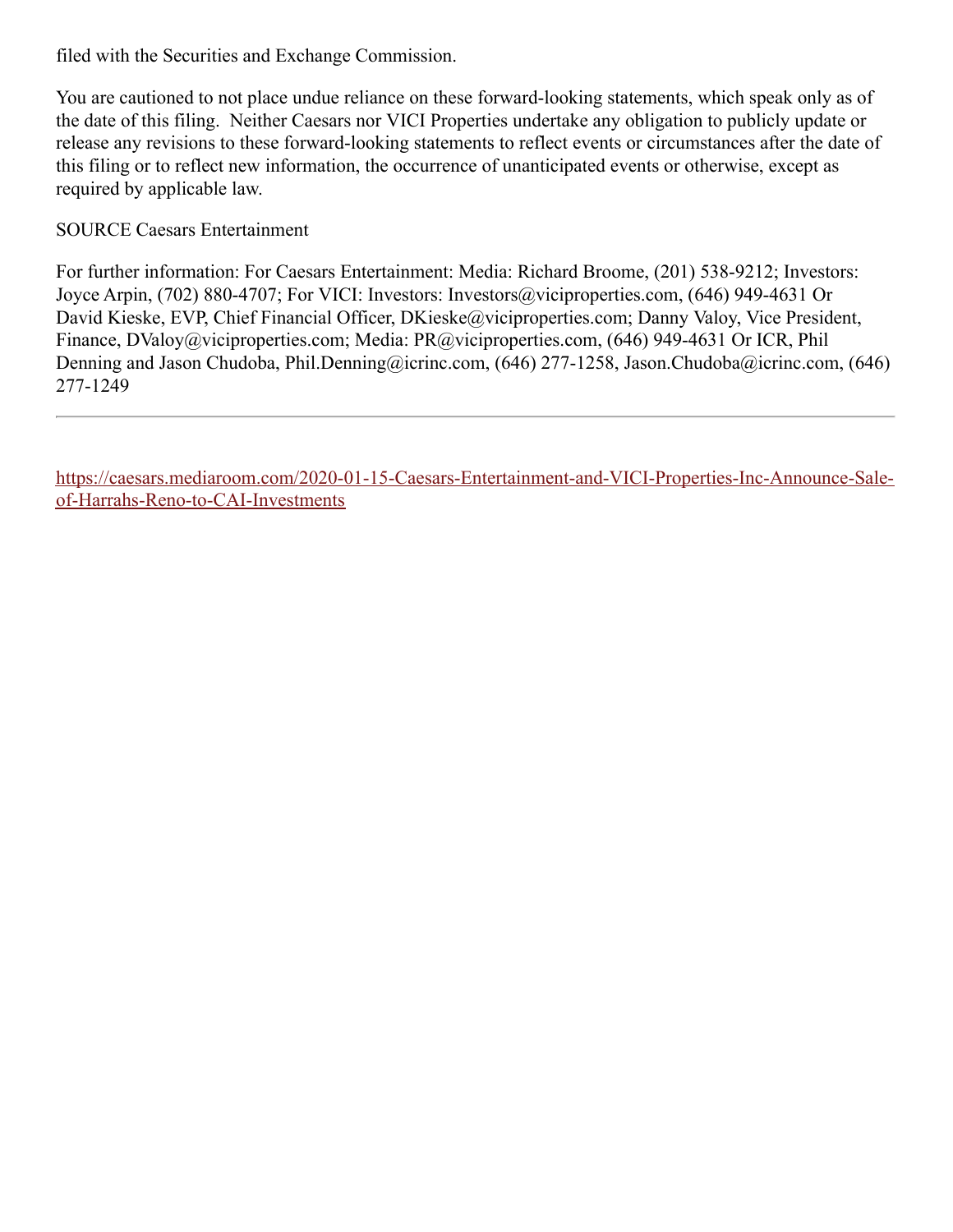filed with the Securities and Exchange Commission.

You are cautioned to not place undue reliance on these forward-looking statements, which speak only as of the date of this filing. Neither Caesars nor VICI Properties undertake any obligation to publicly update or release any revisions to these forward-looking statements to reflect events or circumstances after the date of this filing or to reflect new information, the occurrence of unanticipated events or otherwise, except as required by applicable law.

SOURCE Caesars Entertainment

For further information: For Caesars Entertainment: Media: Richard Broome, (201) 538-9212; Investors: Joyce Arpin, (702) 880-4707; For VICI: Investors: Investors@viciproperties.com, (646) 949-4631 Or David Kieske, EVP, Chief Financial Officer, DKieske@viciproperties.com; Danny Valoy, Vice President, Finance, DValoy@viciproperties.com; Media: PR@viciproperties.com, (646) 949-4631 Or ICR, Phil Denning and Jason Chudoba, Phil.Denning@icrinc.com, (646) 277-1258, Jason.Chudoba@icrinc.com, (646) 277-1249

---

https://caesars.mediaroom.com/2020-01-15-Caesars-Entertainment-and-VICI-Properties-Inc-Announce-Sale-of-Harrahs-Reno-to-CAI-Investments